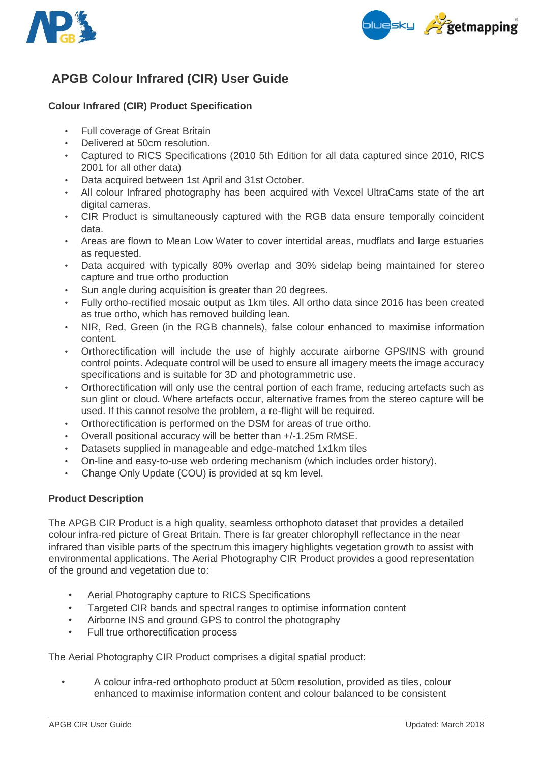# APGB Colour Infrared (CIR) User Guide

## Colour Infrared (CIR) Product Specification

- Full coverage of Great Britain
- Delivered at 50cm resolution.
- Captured to RICS Specifications (2010 5th Edition for all data captured since 2010, RICS 2001 for all other data)
- Data acquired between 1st April and 31st October.
- All colour Infrared photography has been acquired with Vexcel UltraCams state of the art digital cameras.
- CIR Product is simultaneously captured with the RGB data ensure temporally coincident data.
- Areas are flown to Mean Low Water to cover intertidal areas, mudflats and large estuaries as requested.
- Data acquired with typically 80% overlap and 30% sidelap being maintained for stereo capture and true ortho production
- Sun angle during acquisition is greater than 20 degrees.
- Fully ortho-rectified mosaic output as 1km tiles. All ortho data since 2016 has been created as true ortho, which has removed building lean.
- NIR, Red, Green (in the RGB channels), false colour enhanced to maximise information content.
- Orthorectification will include the use of highly accurate airborne GPS/INS with ground control points. Adequate control will be used to ensure all imagery meets the image accuracy specifications and is suitable for 3D and photogrammetric use.
- Orthorectification will only use the central portion of each frame, reducing artefacts such as sun glint or cloud. Where artefacts occur, alternative frames from the stereo capture will be used. If this cannot resolve the problem, a re-flight will be required.
- Orthorectification is performed on the DSM for areas of true ortho.
- Overall positional accuracy will be better than +/-1.25m RMSE.
- Datasets supplied in manageable and edge-matched 1x1km tiles
- On-line and easy-to-use web ordering mechanism (which includes order history).
- Change Only Update (COU) is provided at sq km level.

## Product Description

The APGB CIR Product is a high quality, seamless orthophoto dataset that provides a detailed colour infra-red picture of Great Britain. There is far greater chlorophyll reflectance in the near infrared than visible parts of the spectrum this imagery highlights vegetation growth to assist with environmental applications. The Aerial Photography CIR Product provides a good representation of the ground and vegetation due to:

- Aerial Photography capture to RICS Specifications
- Targeted CIR bands and spectral ranges to optimise information content
- Airborne INS and ground GPS to control the photography
- Full true orthorectification process

The Aerial Photography CIR Product comprises a digital spatial product:

- A colour infra-red orthophoto product at 50cm resolution, provided as tiles, colour enhanced to maximise information content and colour balanced to be consistent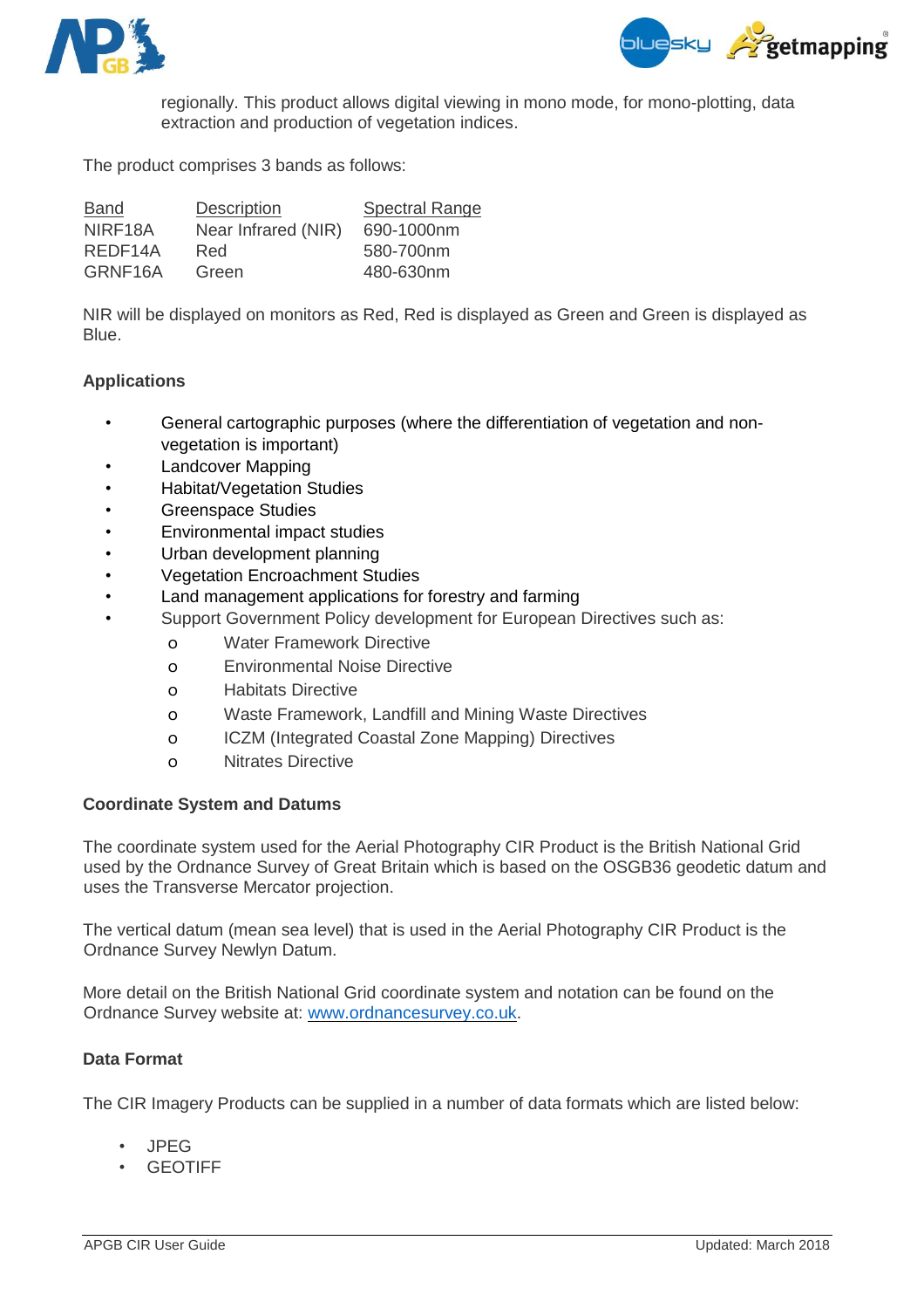regionally. This product allows digital viewing in mono mode, for mono-plotting, data extraction and production of vegetation indices.

The product comprises 3 bands as follows:

| Band | Description | Spectral Range |
| --- | --- | --- |
| NIRF18A | Near Infrared (NIR) | 690-1000nm |
| REDF14A | Red | 580-700nm |
| GRNF16A | Green | 480-630nm |

NIR will be displayed on monitors as Red, Red is displayed as Green and Green is displayed as Blue.

**Applications**

- General cartographic purposes (where the differentiation of vegetation and non-vegetation is important)
- Landcover Mapping
- Habitat/Vegetation Studies
- Greenspace Studies
- Environmental impact studies
- Urban development planning
- Vegetation Encroachment Studies
- Land management applications for forestry and farming
- Support Government Policy development for European Directives such as:
  - Water Framework Directive
  - Environmental Noise Directive
  - Habitats Directive
  - Waste Framework, Landfill and Mining Waste Directives
  - ICZM (Integrated Coastal Zone Mapping) Directives
  - Nitrates Directive

**Coordinate System and Datums**

The coordinate system used for the Aerial Photography CIR Product is the British National Grid used by the Ordnance Survey of Great Britain which is based on the OSGB36 geodetic datum and uses the Transverse Mercator projection.

The vertical datum (mean sea level) that is used in the Aerial Photography CIR Product is the Ordnance Survey Newlyn Datum.

More detail on the British National Grid coordinate system and notation can be found on the Ordnance Survey website at: [www.ordnancesurvey.co.uk](http://www.ordnancesurvey.co.uk).

**Data Format**

The CIR Imagery Products can be supplied in a number of data formats which are listed below:

- JPEG
- GEOTIFF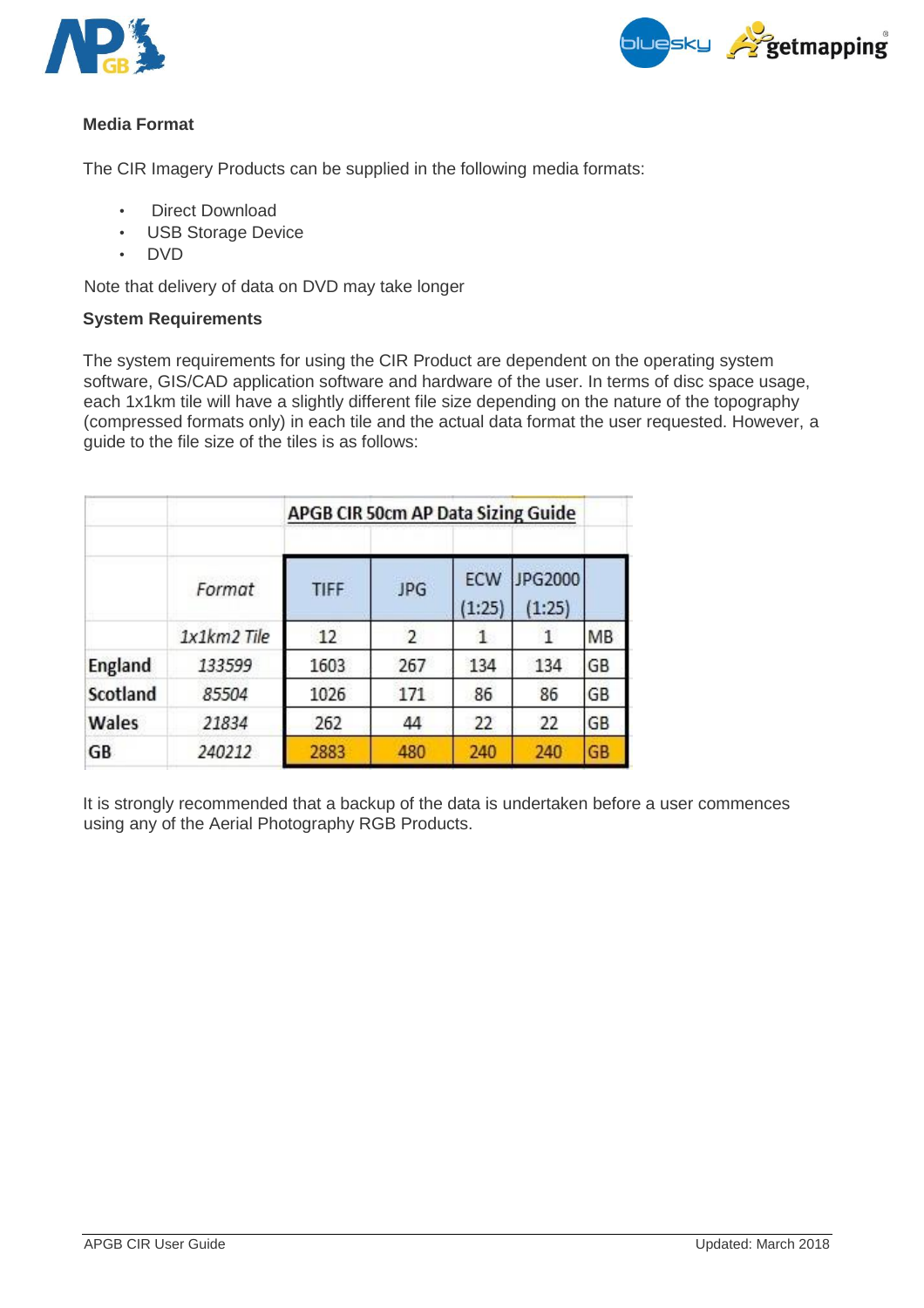**Media Format**

The CIR Imagery Products can be supplied in the following media formats:

- Direct Download
- USB Storage Device
- DVD

Note that delivery of data on DVD may take longer

**System Requirements**

The system requirements for using the CIR Product are dependent on the operating system software, GIS/CAD application software and hardware of the user. In terms of disc space usage, each 1x1km tile will have a slightly different file size depending on the nature of the topography (compressed formats only) in each tile and the actual data format the user requested. However, a guide to the file size of the tiles is as follows:

**APGB CIR 50cm AP Data Sizing Guide**

| | Format | TIFF | JPG | ECW (1:25) | JPG2000 (1:25) | |
|---|---|---|---|---|---|---|
| | 1x1km2 Tile | 12 | 2 | 1 | 1 | MB |
| England | 133599 | 1603 | 267 | 134 | 134 | GB |
| Scotland | 85504 | 1026 | 171 | 86 | 86 | GB |
| Wales | 21834 | 262 | 44 | 22 | 22 | GB |
| GB | 240212 | 2883 | 480 | 240 | 240 | GB |

It is strongly recommended that a backup of the data is undertaken before a user commences using any of the Aerial Photography RGB Products.